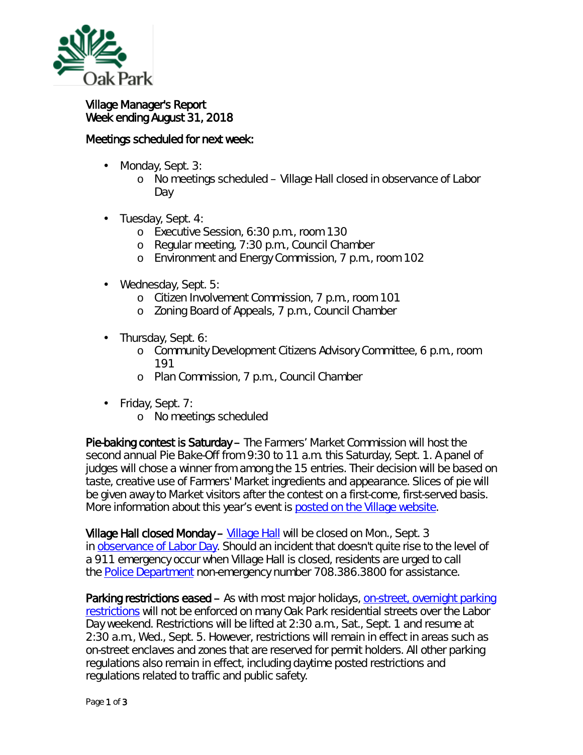Oak Park

# Village Manager's Report
## Week ending August 31, 2018

### Meetings scheduled for next week:

- Monday, Sept. 3:
  - No meetings scheduled – Village Hall closed in observance of Labor Day
- Tuesday, Sept. 4:
  - Executive Session, 6:30 p.m., room 130
  - Regular meeting, 7:30 p.m., Council Chamber
  - Environment and Energy Commission, 7 p.m., room 102
- Wednesday, Sept. 5:
  - Citizen Involvement Commission, 7 p.m., room 101
  - Zoning Board of Appeals, 7 p.m., Council Chamber
- Thursday, Sept. 6:
  - Community Development Citizens Advisory Committee, 6 p.m., room 191
  - Plan Commission, 7 p.m., Council Chamber
- Friday, Sept. 7:
  - No meetings scheduled

**Pie-baking contest is Saturday** – The Farmers' Market Commission will host the second annual Pie Bake-Off from 9:30 to 11 a.m. this Saturday, Sept. 1. A panel of judges will chose a winner from among the 15 entries. Their decision will be based on taste, creative use of Farmers' Market ingredients and appearance. Slices of pie will be given away to Market visitors after the contest on a first-come, first-served basis. More information about this year's event is posted on the Village website.

**Village Hall closed Monday** – Village Hall will be closed on Mon., Sept. 3 in observance of Labor Day. Should an incident that doesn't quite rise to the level of a 911 emergency occur when Village Hall is closed, residents are urged to call the Police Department non-emergency number 708.386.3800 for assistance.

**Parking restrictions eased** – As with most major holidays, on-street, overnight parking restrictions will not be enforced on many Oak Park residential streets over the Labor Day weekend. Restrictions will be lifted at 2:30 a.m., Sat., Sept. 1 and resume at 2:30 a.m., Wed., Sept. 5. However, restrictions will remain in effect in areas such as on-street enclaves and zones that are reserved for permit holders. All other parking regulations also remain in effect, including daytime posted restrictions and regulations related to traffic and public safety.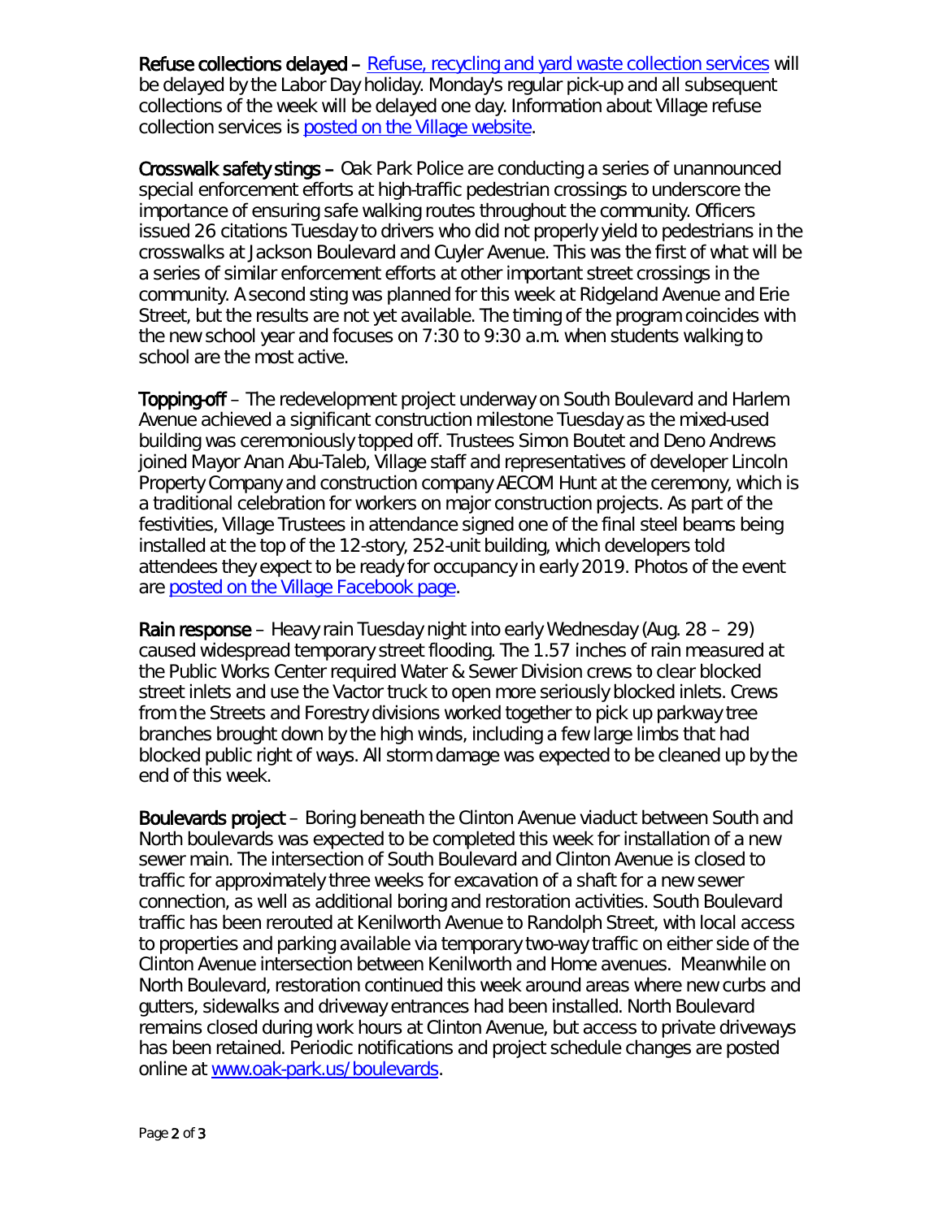**Refuse collections delayed** – [Refuse, recycling and yard waste collection services] will be delayed by the Labor Day holiday. Monday's regular pick-up and all subsequent collections of the week will be delayed one day. Information about Village refuse collection services is [posted on the Village website].

**Crosswalk safety stings** – Oak Park Police are conducting a series of unannounced special enforcement efforts at high-traffic pedestrian crossings to underscore the importance of ensuring safe walking routes throughout the community. Officers issued 26 citations Tuesday to drivers who did not properly yield to pedestrians in the crosswalks at Jackson Boulevard and Cuyler Avenue. This was the first of what will be a series of similar enforcement efforts at other important street crossings in the community. A second sting was planned for this week at Ridgeland Avenue and Erie Street, but the results are not yet available. The timing of the program coincides with the new school year and focuses on 7:30 to 9:30 a.m. when students walking to school are the most active.

**Topping-off** – The redevelopment project underway on South Boulevard and Harlem Avenue achieved a significant construction milestone Tuesday as the mixed-used building was ceremoniously topped off. Trustees Simon Boutet and Deno Andrews joined Mayor Anan Abu-Taleb, Village staff and representatives of developer Lincoln Property Company and construction company AECOM Hunt at the ceremony, which is a traditional celebration for workers on major construction projects. As part of the festivities, Village Trustees in attendance signed one of the final steel beams being installed at the top of the 12-story, 252-unit building, which developers told attendees they expect to be ready for occupancy in early 2019. Photos of the event are [posted on the Village Facebook page].

**Rain response** – Heavy rain Tuesday night into early Wednesday (Aug. 28 – 29) caused widespread temporary street flooding. The 1.57 inches of rain measured at the Public Works Center required Water & Sewer Division crews to clear blocked street inlets and use the Vactor truck to open more seriously blocked inlets. Crews from the Streets and Forestry divisions worked together to pick up parkway tree branches brought down by the high winds, including a few large limbs that had blocked public right of ways. All storm damage was expected to be cleaned up by the end of this week.

**Boulevards project** – Boring beneath the Clinton Avenue viaduct between South and North boulevards was expected to be completed this week for installation of a new sewer main. The intersection of South Boulevard and Clinton Avenue is closed to traffic for approximately three weeks for excavation of a shaft for a new sewer connection, as well as additional boring and restoration activities. South Boulevard traffic has been rerouted at Kenilworth Avenue to Randolph Street, with local access to properties and parking available via temporary two-way traffic on either side of the Clinton Avenue intersection between Kenilworth and Home avenues. Meanwhile on North Boulevard, restoration continued this week around areas where new curbs and gutters, sidewalks and driveway entrances had been installed. North Boulevard remains closed during work hours at Clinton Avenue, but access to private driveways has been retained. Periodic notifications and project schedule changes are posted online at [www.oak-park.us/boulevards].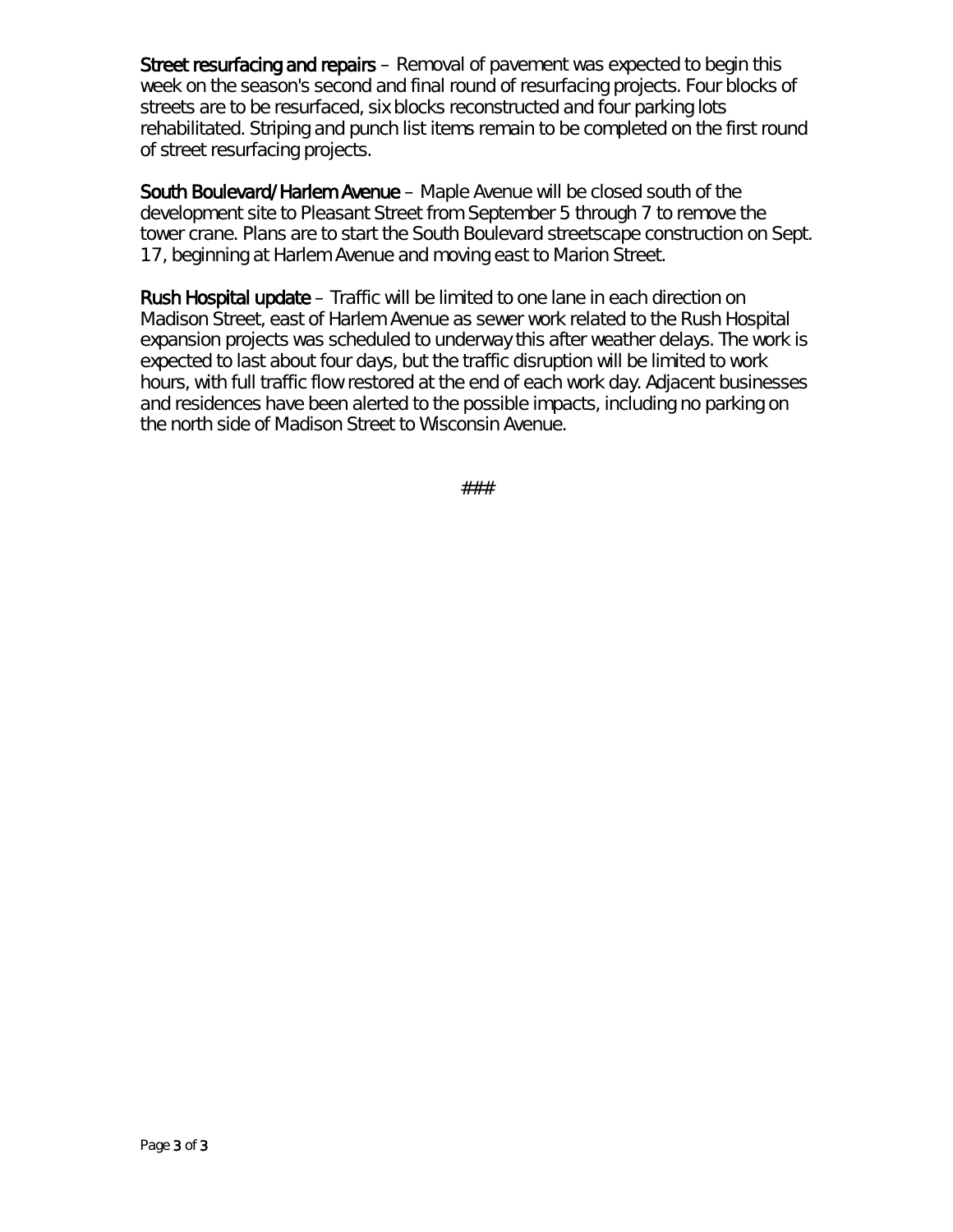**Street resurfacing and repairs** – Removal of pavement was expected to begin this week on the season's second and final round of resurfacing projects. Four blocks of streets are to be resurfaced, six blocks reconstructed and four parking lots rehabilitated. Striping and punch list items remain to be completed on the first round of street resurfacing projects.

**South Boulevard/Harlem Avenue** – Maple Avenue will be closed south of the development site to Pleasant Street from September 5 through 7 to remove the tower crane. Plans are to start the South Boulevard streetscape construction on Sept. 17, beginning at Harlem Avenue and moving east to Marion Street.

**Rush Hospital update** – Traffic will be limited to one lane in each direction on Madison Street, east of Harlem Avenue as sewer work related to the Rush Hospital expansion projects was scheduled to underway this after weather delays. The work is expected to last about four days, but the traffic disruption will be limited to work hours, with full traffic flow restored at the end of each work day. Adjacent businesses and residences have been alerted to the possible impacts, including no parking on the north side of Madison Street to Wisconsin Avenue.

###